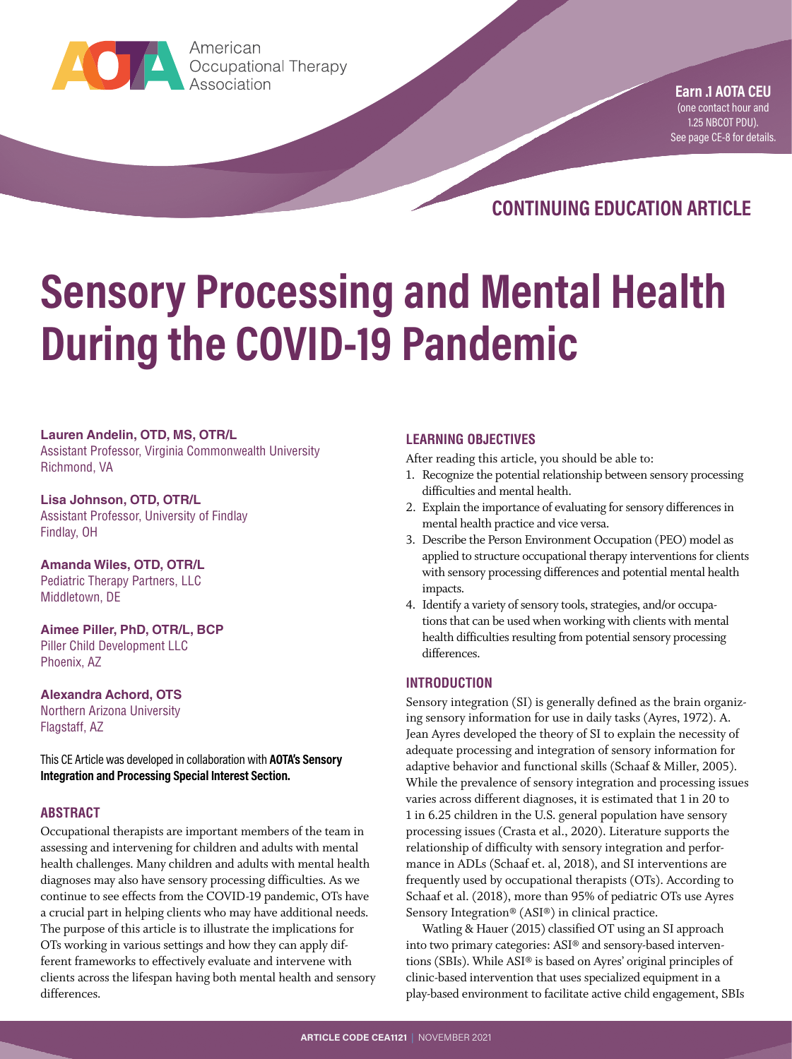American Occupational Therapy Association

**Earn .1 AOTA CEU**
(one contact hour and 1.25 NBCOT PDU). See page CE-8 for details.

## CONTINUING EDUCATION ARTICLE

# Sensory Processing and Mental Health During the COVID-19 Pandemic

**Lauren Andelin, OTD, MS, OTR/L**
Assistant Professor, Virginia Commonwealth University
Richmond, VA

**Lisa Johnson, OTD, OTR/L**
Assistant Professor, University of Findlay
Findlay, OH

**Amanda Wiles, OTD, OTR/L**
Pediatric Therapy Partners, LLC
Middletown, DE

**Aimee Piller, PhD, OTR/L, BCP**
Piller Child Development LLC
Phoenix, AZ

**Alexandra Achord, OTS**
Northern Arizona University
Flagstaff, AZ

This CE Article was developed in collaboration with **AOTA's Sensory Integration and Processing Special Interest Section.**

### ABSTRACT

Occupational therapists are important members of the team in assessing and intervening for children and adults with mental health challenges. Many children and adults with mental health diagnoses may also have sensory processing difficulties. As we continue to see effects from the COVID-19 pandemic, OTs have a crucial part in helping clients who may have additional needs. The purpose of this article is to illustrate the implications for OTs working in various settings and how they can apply different frameworks to effectively evaluate and intervene with clients across the lifespan having both mental health and sensory differences.

### LEARNING OBJECTIVES

After reading this article, you should be able to:

1. Recognize the potential relationship between sensory processing difficulties and mental health.
2. Explain the importance of evaluating for sensory differences in mental health practice and vice versa.
3. Describe the Person Environment Occupation (PEO) model as applied to structure occupational therapy interventions for clients with sensory processing differences and potential mental health impacts.
4. Identify a variety of sensory tools, strategies, and/or occupations that can be used when working with clients with mental health difficulties resulting from potential sensory processing differences.

### INTRODUCTION

Sensory integration (SI) is generally defined as the brain organizing sensory information for use in daily tasks (Ayres, 1972). A. Jean Ayres developed the theory of SI to explain the necessity of adequate processing and integration of sensory information for adaptive behavior and functional skills (Schaaf & Miller, 2005). While the prevalence of sensory integration and processing issues varies across different diagnoses, it is estimated that 1 in 20 to 1 in 6.25 children in the U.S. general population have sensory processing issues (Crasta et al., 2020). Literature supports the relationship of difficulty with sensory integration and performance in ADLs (Schaaf et. al, 2018), and SI interventions are frequently used by occupational therapists (OTs). According to Schaaf et al. (2018), more than 95% of pediatric OTs use Ayres Sensory Integration® (ASI®) in clinical practice.

Watling & Hauer (2015) classified OT using an SI approach into two primary categories: ASI® and sensory-based interventions (SBIs). While ASI® is based on Ayres' original principles of clinic-based intervention that uses specialized equipment in a play-based environment to facilitate active child engagement, SBIs

ARTICLE CODE CEA1121 | NOVEMBER 2021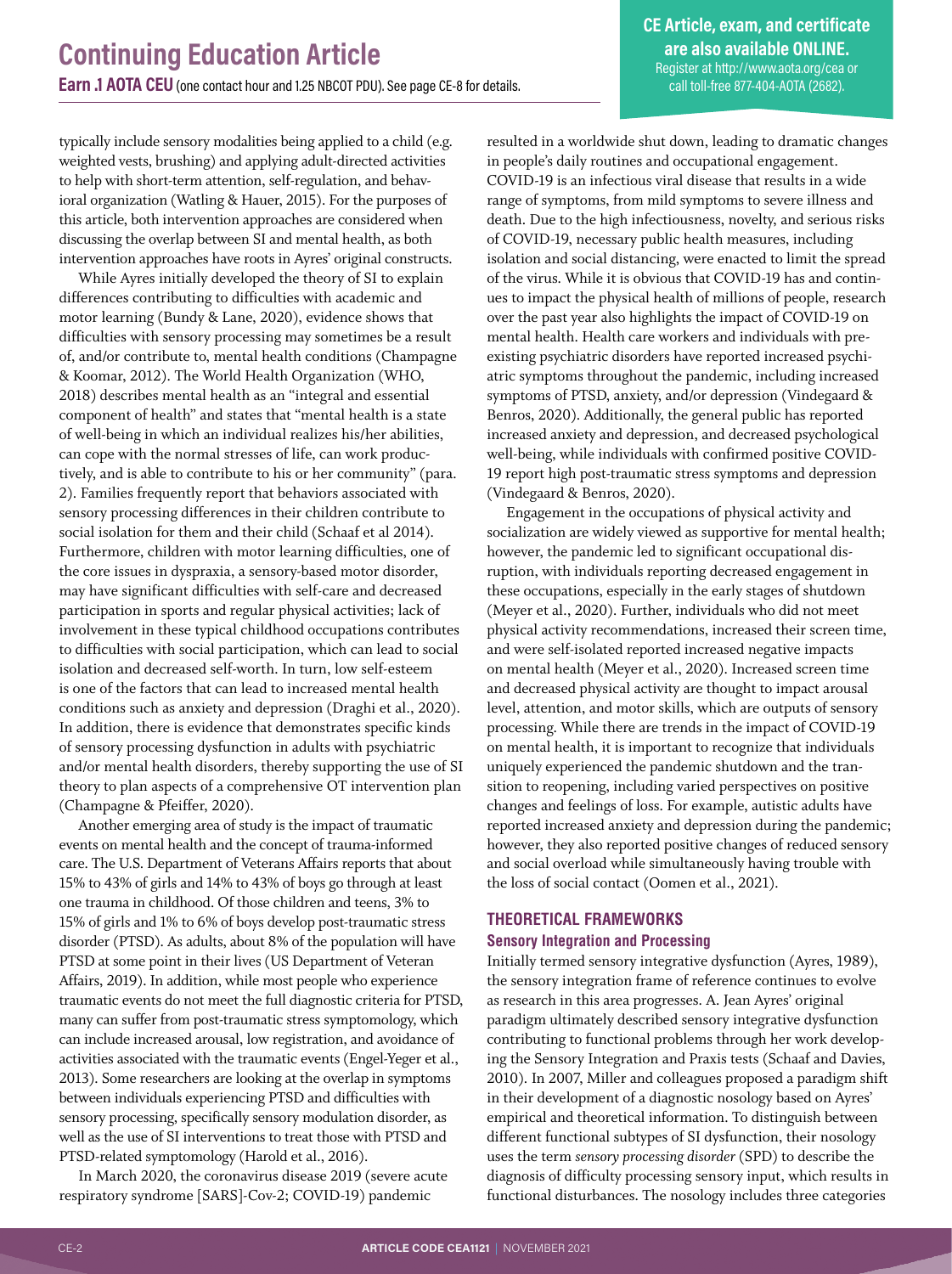typically include sensory modalities being applied to a child (e.g. weighted vests, brushing) and applying adult-directed activities to help with short-term attention, self-regulation, and behavioral organization (Watling & Hauer, 2015). For the purposes of this article, both intervention approaches are considered when discussing the overlap between SI and mental health, as both intervention approaches have roots in Ayres' original constructs.

While Ayres initially developed the theory of SI to explain differences contributing to difficulties with academic and motor learning (Bundy & Lane, 2020), evidence shows that difficulties with sensory processing may sometimes be a result of, and/or contribute to, mental health conditions (Champagne & Koomar, 2012). The World Health Organization (WHO, 2018) describes mental health as an "integral and essential component of health" and states that "mental health is a state of well-being in which an individual realizes his/her abilities, can cope with the normal stresses of life, can work productively, and is able to contribute to his or her community" (para. 2). Families frequently report that behaviors associated with sensory processing differences in their children contribute to social isolation for them and their child (Schaaf et al 2014). Furthermore, children with motor learning difficulties, one of the core issues in dyspraxia, a sensory-based motor disorder, may have significant difficulties with self-care and decreased participation in sports and regular physical activities; lack of involvement in these typical childhood occupations contributes to difficulties with social participation, which can lead to social isolation and decreased self-worth. In turn, low self-esteem is one of the factors that can lead to increased mental health conditions such as anxiety and depression (Draghi et al., 2020). In addition, there is evidence that demonstrates specific kinds of sensory processing dysfunction in adults with psychiatric and/or mental health disorders, thereby supporting the use of SI theory to plan aspects of a comprehensive OT intervention plan (Champagne & Pfeiffer, 2020).

Another emerging area of study is the impact of traumatic events on mental health and the concept of trauma-informed care. The U.S. Department of Veterans Affairs reports that about 15% to 43% of girls and 14% to 43% of boys go through at least one trauma in childhood. Of those children and teens, 3% to 15% of girls and 1% to 6% of boys develop post-traumatic stress disorder (PTSD). As adults, about 8% of the population will have PTSD at some point in their lives (US Department of Veteran Affairs, 2019). In addition, while most people who experience traumatic events do not meet the full diagnostic criteria for PTSD, many can suffer from post-traumatic stress symptomology, which can include increased arousal, low registration, and avoidance of activities associated with the traumatic events (Engel-Yeger et al., 2013). Some researchers are looking at the overlap in symptoms between individuals experiencing PTSD and difficulties with sensory processing, specifically sensory modulation disorder, as well as the use of SI interventions to treat those with PTSD and PTSD-related symptomology (Harold et al., 2016).

In March 2020, the coronavirus disease 2019 (severe acute respiratory syndrome [SARS]-Cov-2; COVID-19) pandemic resulted in a worldwide shut down, leading to dramatic changes in people's daily routines and occupational engagement. COVID-19 is an infectious viral disease that results in a wide range of symptoms, from mild symptoms to severe illness and death. Due to the high infectiousness, novelty, and serious risks of COVID-19, necessary public health measures, including isolation and social distancing, were enacted to limit the spread of the virus. While it is obvious that COVID-19 has and continues to impact the physical health of millions of people, research over the past year also highlights the impact of COVID-19 on mental health. Health care workers and individuals with preexisting psychiatric disorders have reported increased psychiatric symptoms throughout the pandemic, including increased symptoms of PTSD, anxiety, and/or depression (Vindegaard & Benros, 2020). Additionally, the general public has reported increased anxiety and depression, and decreased psychological well-being, while individuals with confirmed positive COVID-19 report high post-traumatic stress symptoms and depression (Vindegaard & Benros, 2020).

Engagement in the occupations of physical activity and socialization are widely viewed as supportive for mental health; however, the pandemic led to significant occupational disruption, with individuals reporting decreased engagement in these occupations, especially in the early stages of shutdown (Meyer et al., 2020). Further, individuals who did not meet physical activity recommendations, increased their screen time, and were self-isolated reported increased negative impacts on mental health (Meyer et al., 2020). Increased screen time and decreased physical activity are thought to impact arousal level, attention, and motor skills, which are outputs of sensory processing. While there are trends in the impact of COVID-19 on mental health, it is important to recognize that individuals uniquely experienced the pandemic shutdown and the transition to reopening, including varied perspectives on positive changes and feelings of loss. For example, autistic adults have reported increased anxiety and depression during the pandemic; however, they also reported positive changes of reduced sensory and social overload while simultaneously having trouble with the loss of social contact (Oomen et al., 2021).

## THEORETICAL FRAMEWORKS

### Sensory Integration and Processing

Initially termed sensory integrative dysfunction (Ayres, 1989), the sensory integration frame of reference continues to evolve as research in this area progresses. A. Jean Ayres' original paradigm ultimately described sensory integrative dysfunction contributing to functional problems through her work developing the Sensory Integration and Praxis tests (Schaaf and Davies, 2010). In 2007, Miller and colleagues proposed a paradigm shift in their development of a diagnostic nosology based on Ayres' empirical and theoretical information. To distinguish between different functional subtypes of SI dysfunction, their nosology uses the term *sensory processing disorder* (SPD) to describe the diagnosis of difficulty processing sensory input, which results in functional disturbances. The nosology includes three categories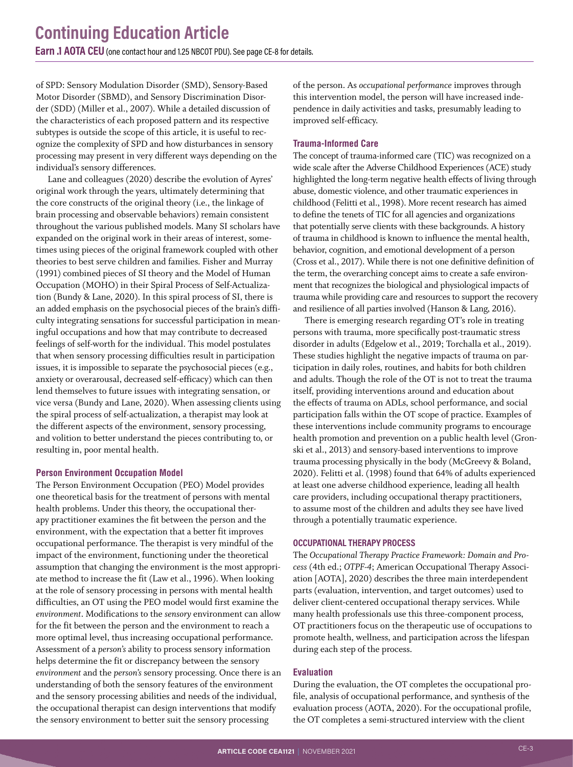of SPD: Sensory Modulation Disorder (SMD), Sensory-Based Motor Disorder (SBMD), and Sensory Discrimination Disorder (SDD) (Miller et al., 2007). While a detailed discussion of the characteristics of each proposed pattern and its respective subtypes is outside the scope of this article, it is useful to recognize the complexity of SPD and how disturbances in sensory processing may present in very different ways depending on the individual's sensory differences.

Lane and colleagues (2020) describe the evolution of Ayres' original work through the years, ultimately determining that the core constructs of the original theory (i.e., the linkage of brain processing and observable behaviors) remain consistent throughout the various published models. Many SI scholars have expanded on the original work in their areas of interest, sometimes using pieces of the original framework coupled with other theories to best serve children and families. Fisher and Murray (1991) combined pieces of SI theory and the Model of Human Occupation (MOHO) in their Spiral Process of Self-Actualization (Bundy & Lane, 2020). In this spiral process of SI, there is an added emphasis on the psychosocial pieces of the brain's difficulty integrating sensations for successful participation in meaningful occupations and how that may contribute to decreased feelings of self-worth for the individual. This model postulates that when sensory processing difficulties result in participation issues, it is impossible to separate the psychosocial pieces (e.g., anxiety or overarousal, decreased self-efficacy) which can then lend themselves to future issues with integrating sensation, or vice versa (Bundy and Lane, 2020). When assessing clients using the spiral process of self-actualization, a therapist may look at the different aspects of the environment, sensory processing, and volition to better understand the pieces contributing to, or resulting in, poor mental health.

### Person Environment Occupation Model

The Person Environment Occupation (PEO) Model provides one theoretical basis for the treatment of persons with mental health problems. Under this theory, the occupational therapy practitioner examines the fit between the person and the environment, with the expectation that a better fit improves occupational performance. The therapist is very mindful of the impact of the environment, functioning under the theoretical assumption that changing the environment is the most appropriate method to increase the fit (Law et al., 1996). When looking at the role of sensory processing in persons with mental health difficulties, an OT using the PEO model would first examine the *environment*. Modifications to the *sensory* environment can allow for the fit between the person and the environment to reach a more optimal level, thus increasing occupational performance. Assessment of a *person's* ability to process sensory information helps determine the fit or discrepancy between the sensory *environment* and the *person's* sensory processing. Once there is an understanding of both the sensory features of the environment and the sensory processing abilities and needs of the individual, the occupational therapist can design interventions that modify the sensory environment to better suit the sensory processing of the person. As *occupational performance* improves through this intervention model, the person will have increased independence in daily activities and tasks, presumably leading to improved self-efficacy.

### Trauma-Informed Care

The concept of trauma-informed care (TIC) was recognized on a wide scale after the Adverse Childhood Experiences (ACE) study highlighted the long-term negative health effects of living through abuse, domestic violence, and other traumatic experiences in childhood (Felitti et al., 1998). More recent research has aimed to define the tenets of TIC for all agencies and organizations that potentially serve clients with these backgrounds. A history of trauma in childhood is known to influence the mental health, behavior, cognition, and emotional development of a person (Cross et al., 2017). While there is not one definitive definition of the term, the overarching concept aims to create a safe environment that recognizes the biological and physiological impacts of trauma while providing care and resources to support the recovery and resilience of all parties involved (Hanson & Lang, 2016).

There is emerging research regarding OT's role in treating persons with trauma, more specifically post-traumatic stress disorder in adults (Edgelow et al., 2019; Torchalla et al., 2019). These studies highlight the negative impacts of trauma on participation in daily roles, routines, and habits for both children and adults. Though the role of the OT is not to treat the trauma itself, providing interventions around and education about the effects of trauma on ADLs, school performance, and social participation falls within the OT scope of practice. Examples of these interventions include community programs to encourage health promotion and prevention on a public health level (Gronski et al., 2013) and sensory-based interventions to improve trauma processing physically in the body (McGreevy & Boland, 2020). Felitti et al. (1998) found that 64% of adults experienced at least one adverse childhood experience, leading all health care providers, including occupational therapy practitioners, to assume most of the children and adults they see have lived through a potentially traumatic experience.

## OCCUPATIONAL THERAPY PROCESS

The *Occupational Therapy Practice Framework: Domain and Process* (4th ed.; *OTPF-4*; American Occupational Therapy Association [AOTA], 2020) describes the three main interdependent parts (evaluation, intervention, and target outcomes) used to deliver client-centered occupational therapy services. While many health professionals use this three-component process, OT practitioners focus on the therapeutic use of occupations to promote health, wellness, and participation across the lifespan during each step of the process.

### Evaluation

During the evaluation, the OT completes the occupational profile, analysis of occupational performance, and synthesis of the evaluation process (AOTA, 2020). For the occupational profile, the OT completes a semi-structured interview with the client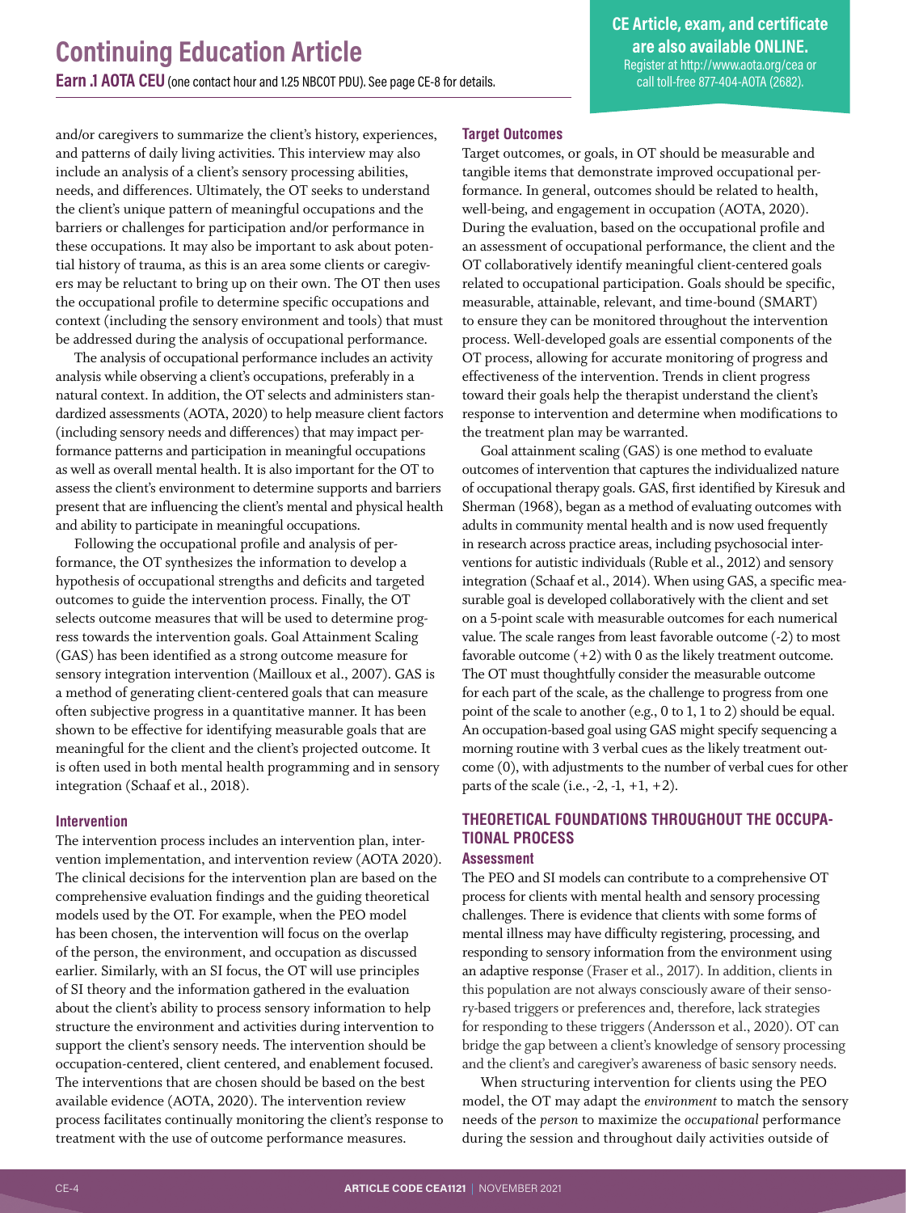and/or caregivers to summarize the client's history, experiences, and patterns of daily living activities. This interview may also include an analysis of a client's sensory processing abilities, needs, and differences. Ultimately, the OT seeks to understand the client's unique pattern of meaningful occupations and the barriers or challenges for participation and/or performance in these occupations. It may also be important to ask about potential history of trauma, as this is an area some clients or caregivers may be reluctant to bring up on their own. The OT then uses the occupational profile to determine specific occupations and context (including the sensory environment and tools) that must be addressed during the analysis of occupational performance.

The analysis of occupational performance includes an activity analysis while observing a client's occupations, preferably in a natural context. In addition, the OT selects and administers standardized assessments (AOTA, 2020) to help measure client factors (including sensory needs and differences) that may impact performance patterns and participation in meaningful occupations as well as overall mental health. It is also important for the OT to assess the client's environment to determine supports and barriers present that are influencing the client's mental and physical health and ability to participate in meaningful occupations.

Following the occupational profile and analysis of performance, the OT synthesizes the information to develop a hypothesis of occupational strengths and deficits and targeted outcomes to guide the intervention process. Finally, the OT selects outcome measures that will be used to determine progress towards the intervention goals. Goal Attainment Scaling (GAS) has been identified as a strong outcome measure for sensory integration intervention (Mailloux et al., 2007). GAS is a method of generating client-centered goals that can measure often subjective progress in a quantitative manner. It has been shown to be effective for identifying measurable goals that are meaningful for the client and the client's projected outcome. It is often used in both mental health programming and in sensory integration (Schaaf et al., 2018).

### Intervention

The intervention process includes an intervention plan, intervention implementation, and intervention review (AOTA 2020). The clinical decisions for the intervention plan are based on the comprehensive evaluation findings and the guiding theoretical models used by the OT. For example, when the PEO model has been chosen, the intervention will focus on the overlap of the person, the environment, and occupation as discussed earlier. Similarly, with an SI focus, the OT will use principles of SI theory and the information gathered in the evaluation about the client's ability to process sensory information to help structure the environment and activities during intervention to support the client's sensory needs. The intervention should be occupation-centered, client centered, and enablement focused. The interventions that are chosen should be based on the best available evidence (AOTA, 2020). The intervention review process facilitates continually monitoring the client's response to treatment with the use of outcome performance measures.

### Target Outcomes

Target outcomes, or goals, in OT should be measurable and tangible items that demonstrate improved occupational performance. In general, outcomes should be related to health, well-being, and engagement in occupation (AOTA, 2020). During the evaluation, based on the occupational profile and an assessment of occupational performance, the client and the OT collaboratively identify meaningful client-centered goals related to occupational participation. Goals should be specific, measurable, attainable, relevant, and time-bound (SMART) to ensure they can be monitored throughout the intervention process. Well-developed goals are essential components of the OT process, allowing for accurate monitoring of progress and effectiveness of the intervention. Trends in client progress toward their goals help the therapist understand the client's response to intervention and determine when modifications to the treatment plan may be warranted.

Goal attainment scaling (GAS) is one method to evaluate outcomes of intervention that captures the individualized nature of occupational therapy goals. GAS, first identified by Kiresuk and Sherman (1968), began as a method of evaluating outcomes with adults in community mental health and is now used frequently in research across practice areas, including psychosocial interventions for autistic individuals (Ruble et al., 2012) and sensory integration (Schaaf et al., 2014). When using GAS, a specific measurable goal is developed collaboratively with the client and set on a 5-point scale with measurable outcomes for each numerical value. The scale ranges from least favorable outcome (-2) to most favorable outcome (+2) with 0 as the likely treatment outcome. The OT must thoughtfully consider the measurable outcome for each part of the scale, as the challenge to progress from one point of the scale to another (e.g., 0 to 1, 1 to 2) should be equal. An occupation-based goal using GAS might specify sequencing a morning routine with 3 verbal cues as the likely treatment outcome (0), with adjustments to the number of verbal cues for other parts of the scale (i.e., -2, -1, +1, +2).

## THEORETICAL FOUNDATIONS THROUGHOUT THE OCCUPATIONAL PROCESS

### Assessment

The PEO and SI models can contribute to a comprehensive OT process for clients with mental health and sensory processing challenges. There is evidence that clients with some forms of mental illness may have difficulty registering, processing, and responding to sensory information from the environment using an adaptive response (Fraser et al., 2017). In addition, clients in this population are not always consciously aware of their sensory-based triggers or preferences and, therefore, lack strategies for responding to these triggers (Andersson et al., 2020). OT can bridge the gap between a client's knowledge of sensory processing and the client's and caregiver's awareness of basic sensory needs.

When structuring intervention for clients using the PEO model, the OT may adapt the *environment* to match the sensory needs of the *person* to maximize the *occupational* performance during the session and throughout daily activities outside of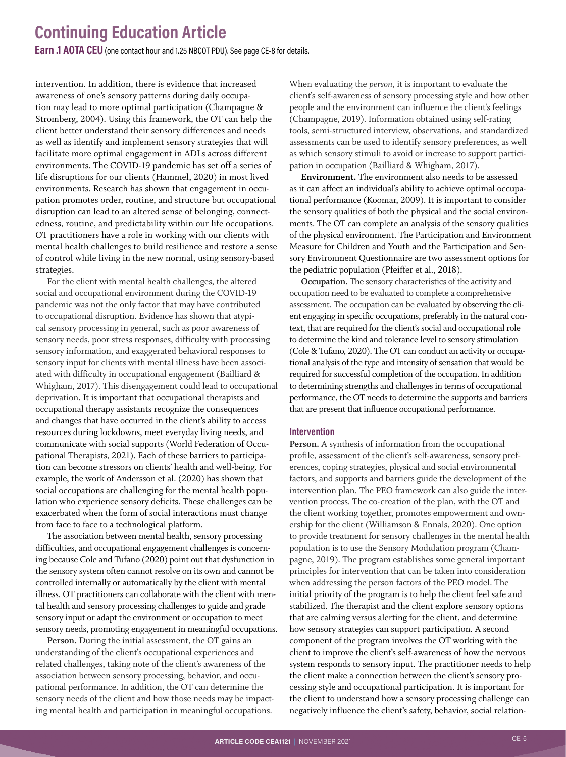intervention. In addition, there is evidence that increased awareness of one's sensory patterns during daily occupation may lead to more optimal participation (Champagne & Stromberg, 2004). Using this framework, the OT can help the client better understand their sensory differences and needs as well as identify and implement sensory strategies that will facilitate more optimal engagement in ADLs across different environments. The COVID-19 pandemic has set off a series of life disruptions for our clients (Hammel, 2020) in most lived environments. Research has shown that engagement in occupation promotes order, routine, and structure but occupational disruption can lead to an altered sense of belonging, connectedness, routine, and predictability within our life occupations. OT practitioners have a role in working with our clients with mental health challenges to build resilience and restore a sense of control while living in the new normal, using sensory-based strategies.

For the client with mental health challenges, the altered social and occupational environment during the COVID-19 pandemic was not the only factor that may have contributed to occupational disruption. Evidence has shown that atypical sensory processing in general, such as poor awareness of sensory needs, poor stress responses, difficulty with processing sensory information, and exaggerated behavioral responses to sensory input for clients with mental illness have been associated with difficulty in occupational engagement (Bailliard & Whigham, 2017). This disengagement could lead to occupational deprivation. It is important that occupational therapists and occupational therapy assistants recognize the consequences and changes that have occurred in the client's ability to access resources during lockdowns, meet everyday living needs, and communicate with social supports (World Federation of Occupational Therapists, 2021). Each of these barriers to participation can become stressors on clients' health and well-being. For example, the work of Andersson et al. (2020) has shown that social occupations are challenging for the mental health population who experience sensory deficits. These challenges can be exacerbated when the form of social interactions must change from face to face to a technological platform.

The association between mental health, sensory processing difficulties, and occupational engagement challenges is concerning because Cole and Tufano (2020) point out that dysfunction in the sensory system often cannot resolve on its own and cannot be controlled internally or automatically by the client with mental illness. OT practitioners can collaborate with the client with mental health and sensory processing challenges to guide and grade sensory input or adapt the environment or occupation to meet sensory needs, promoting engagement in meaningful occupations.

**Person.** During the initial assessment, the OT gains an understanding of the client's occupational experiences and related challenges, taking note of the client's awareness of the association between sensory processing, behavior, and occupational performance. In addition, the OT can determine the sensory needs of the client and how those needs may be impacting mental health and participation in meaningful occupations. When evaluating the *person*, it is important to evaluate the client's self-awareness of sensory processing style and how other people and the environment can influence the client's feelings (Champagne, 2019). Information obtained using self-rating tools, semi-structured interview, observations, and standardized assessments can be used to identify sensory preferences, as well as which sensory stimuli to avoid or increase to support participation in occupation (Bailliard & Whigham, 2017).

**Environment.** The environment also needs to be assessed as it can affect an individual's ability to achieve optimal occupational performance (Koomar, 2009). It is important to consider the sensory qualities of both the physical and the social environments. The OT can complete an analysis of the sensory qualities of the physical environment. The Participation and Environment Measure for Children and Youth and the Participation and Sensory Environment Questionnaire are two assessment options for the pediatric population (Pfeiffer et al., 2018).

**Occupation.** The sensory characteristics of the activity and occupation need to be evaluated to complete a comprehensive assessment. The occupation can be evaluated by observing the client engaging in specific occupations, preferably in the natural context, that are required for the client's social and occupational role to determine the kind and tolerance level to sensory stimulation (Cole & Tufano, 2020). The OT can conduct an activity or occupational analysis of the type and intensity of sensation that would be required for successful completion of the occupation. In addition to determining strengths and challenges in terms of occupational performance, the OT needs to determine the supports and barriers that are present that influence occupational performance.

#### Intervention

**Person.** A synthesis of information from the occupational profile, assessment of the client's self-awareness, sensory preferences, coping strategies, physical and social environmental factors, and supports and barriers guide the development of the intervention plan. The PEO framework can also guide the intervention process. The co-creation of the plan, with the OT and the client working together, promotes empowerment and ownership for the client (Williamson & Ennals, 2020). One option to provide treatment for sensory challenges in the mental health population is to use the Sensory Modulation program (Champagne, 2019). The program establishes some general important principles for intervention that can be taken into consideration when addressing the person factors of the PEO model. The initial priority of the program is to help the client feel safe and stabilized. The therapist and the client explore sensory options that are calming versus alerting for the client, and determine how sensory strategies can support participation. A second component of the program involves the OT working with the client to improve the client's self-awareness of how the nervous system responds to sensory input. The practitioner needs to help the client make a connection between the client's sensory processing style and occupational participation. It is important for the client to understand how a sensory processing challenge can negatively influence the client's safety, behavior, social relation-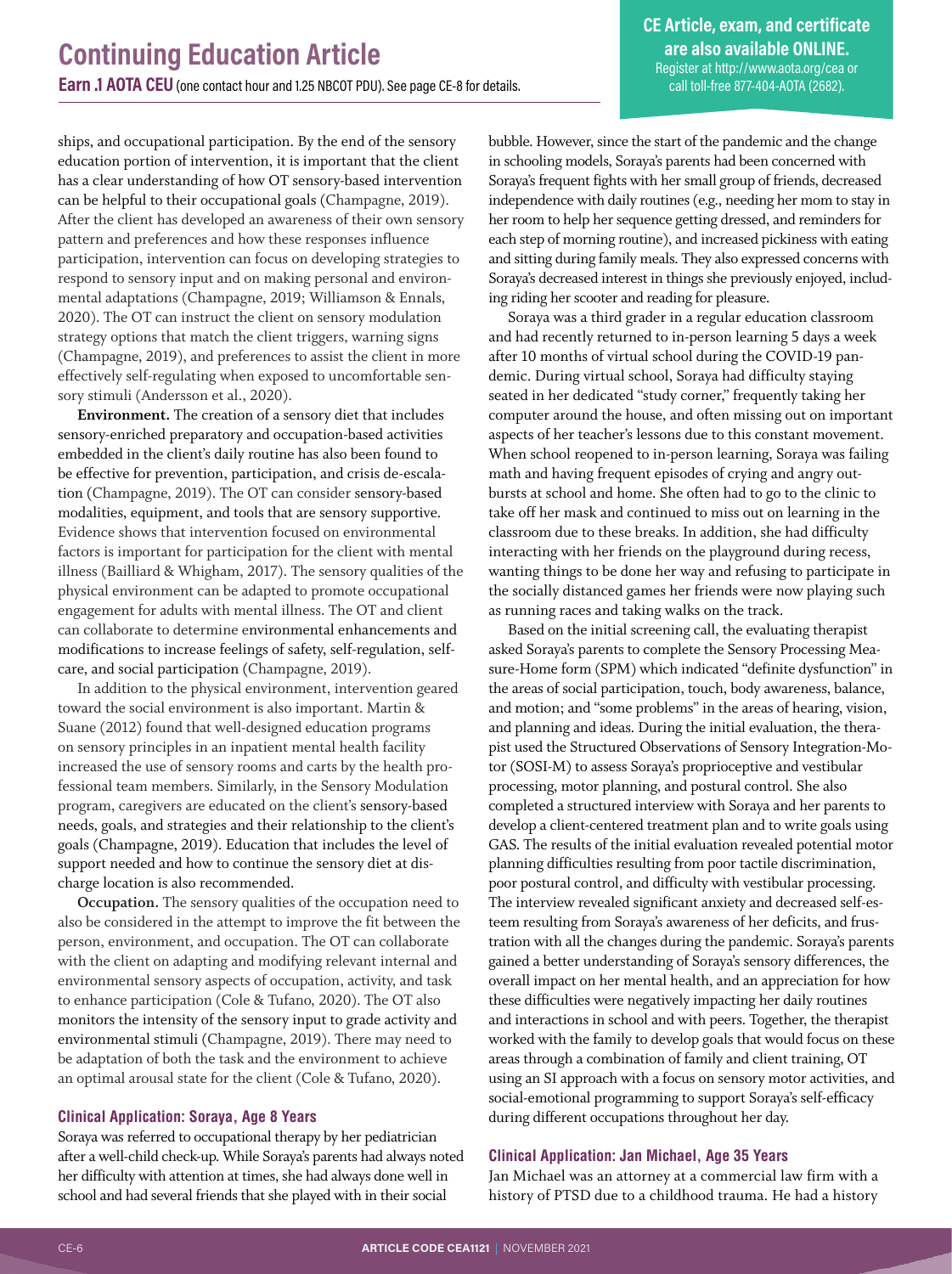ships, and occupational participation. By the end of the sensory education portion of intervention, it is important that the client has a clear understanding of how OT sensory-based intervention can be helpful to their occupational goals (Champagne, 2019). After the client has developed an awareness of their own sensory pattern and preferences and how these responses influence participation, intervention can focus on developing strategies to respond to sensory input and on making personal and environmental adaptations (Champagne, 2019; Williamson & Ennals, 2020). The OT can instruct the client on sensory modulation strategy options that match the client triggers, warning signs (Champagne, 2019), and preferences to assist the client in more effectively self-regulating when exposed to uncomfortable sensory stimuli (Andersson et al., 2020).

**Environment.** The creation of a sensory diet that includes sensory-enriched preparatory and occupation-based activities embedded in the client's daily routine has also been found to be effective for prevention, participation, and crisis de-escalation (Champagne, 2019). The OT can consider sensory-based modalities, equipment, and tools that are sensory supportive. Evidence shows that intervention focused on environmental factors is important for participation for the client with mental illness (Bailliard & Whigham, 2017). The sensory qualities of the physical environment can be adapted to promote occupational engagement for adults with mental illness. The OT and client can collaborate to determine environmental enhancements and modifications to increase feelings of safety, self-regulation, self-care, and social participation (Champagne, 2019).

In addition to the physical environment, intervention geared toward the social environment is also important. Martin & Suane (2012) found that well-designed education programs on sensory principles in an inpatient mental health facility increased the use of sensory rooms and carts by the health professional team members. Similarly, in the Sensory Modulation program, caregivers are educated on the client's sensory-based needs, goals, and strategies and their relationship to the client's goals (Champagne, 2019). Education that includes the level of support needed and how to continue the sensory diet at discharge location is also recommended.

**Occupation.** The sensory qualities of the occupation need to also be considered in the attempt to improve the fit between the person, environment, and occupation. The OT can collaborate with the client on adapting and modifying relevant internal and environmental sensory aspects of occupation, activity, and task to enhance participation (Cole & Tufano, 2020). The OT also monitors the intensity of the sensory input to grade activity and environmental stimuli (Champagne, 2019). There may need to be adaptation of both the task and the environment to achieve an optimal arousal state for the client (Cole & Tufano, 2020).

### Clinical Application: Soraya, Age 8 Years

Soraya was referred to occupational therapy by her pediatrician after a well-child check-up. While Soraya's parents had always noted her difficulty with attention at times, she had always done well in school and had several friends that she played with in their social bubble. However, since the start of the pandemic and the change in schooling models, Soraya's parents had been concerned with Soraya's frequent fights with her small group of friends, decreased independence with daily routines (e.g., needing her mom to stay in her room to help her sequence getting dressed, and reminders for each step of morning routine), and increased pickiness with eating and sitting during family meals. They also expressed concerns with Soraya's decreased interest in things she previously enjoyed, including riding her scooter and reading for pleasure.

Soraya was a third grader in a regular education classroom and had recently returned to in-person learning 5 days a week after 10 months of virtual school during the COVID-19 pandemic. During virtual school, Soraya had difficulty staying seated in her dedicated "study corner," frequently taking her computer around the house, and often missing out on important aspects of her teacher's lessons due to this constant movement. When school reopened to in-person learning, Soraya was failing math and having frequent episodes of crying and angry outbursts at school and home. She often had to go to the clinic to take off her mask and continued to miss out on learning in the classroom due to these breaks. In addition, she had difficulty interacting with her friends on the playground during recess, wanting things to be done her way and refusing to participate in the socially distanced games her friends were now playing such as running races and taking walks on the track.

Based on the initial screening call, the evaluating therapist asked Soraya's parents to complete the Sensory Processing Measure-Home form (SPM) which indicated "definite dysfunction" in the areas of social participation, touch, body awareness, balance, and motion; and "some problems" in the areas of hearing, vision, and planning and ideas. During the initial evaluation, the therapist used the Structured Observations of Sensory Integration-Motor (SOSI-M) to assess Soraya's proprioceptive and vestibular processing, motor planning, and postural control. She also completed a structured interview with Soraya and her parents to develop a client-centered treatment plan and to write goals using GAS. The results of the initial evaluation revealed potential motor planning difficulties resulting from poor tactile discrimination, poor postural control, and difficulty with vestibular processing. The interview revealed significant anxiety and decreased self-esteem resulting from Soraya's awareness of her deficits, and frustration with all the changes during the pandemic. Soraya's parents gained a better understanding of Soraya's sensory differences, the overall impact on her mental health, and an appreciation for how these difficulties were negatively impacting her daily routines and interactions in school and with peers. Together, the therapist worked with the family to develop goals that would focus on these areas through a combination of family and client training, OT using an SI approach with a focus on sensory motor activities, and social-emotional programming to support Soraya's self-efficacy during different occupations throughout her day.

### Clinical Application: Jan Michael, Age 35 Years

Jan Michael was an attorney at a commercial law firm with a history of PTSD due to a childhood trauma. He had a history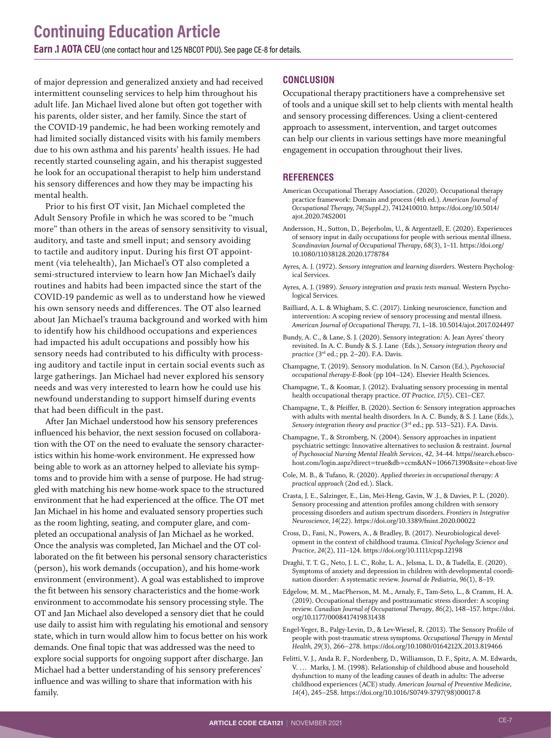of major depression and generalized anxiety and had received intermittent counseling services to help him throughout his adult life. Jan Michael lived alone but often got together with his parents, older sister, and her family. Since the start of the COVID-19 pandemic, he had been working remotely and had limited socially distanced visits with his family members due to his own asthma and his parents' health issues. He had recently started counseling again, and his therapist suggested he look for an occupational therapist to help him understand his sensory differences and how they may be impacting his mental health.

Prior to his first OT visit, Jan Michael completed the Adult Sensory Profile in which he was scored to be "much more" than others in the areas of sensory sensitivity to visual, auditory, and taste and smell input; and sensory avoiding to tactile and auditory input. During his first OT appointment (via telehealth), Jan Michael's OT also completed a semi-structured interview to learn how Jan Michael's daily routines and habits had been impacted since the start of the COVID-19 pandemic as well as to understand how he viewed his own sensory needs and differences. The OT also learned about Jan Michael's trauma background and worked with him to identify how his childhood occupations and experiences had impacted his adult occupations and possibly how his sensory needs had contributed to his difficulty with processing auditory and tactile input in certain social events such as large gatherings. Jan Michael had never explored his sensory needs and was very interested to learn how he could use his newfound understanding to support himself during events that had been difficult in the past.

After Jan Michael understood how his sensory preferences influenced his behavior, the next session focused on collaboration with the OT on the need to evaluate the sensory characteristics within his home-work environment. He expressed how being able to work as an attorney helped to alleviate his symptoms and to provide him with a sense of purpose. He had struggled with matching his new home-work space to the structured environment that he had experienced at the office. The OT met Jan Michael in his home and evaluated sensory properties such as the room lighting, seating, and computer glare, and completed an occupational analysis of Jan Michael as he worked. Once the analysis was completed, Jan Michael and the OT collaborated on the fit between his personal sensory characteristics (person), his work demands (occupation), and his home-work environment (environment). A goal was established to improve the fit between his sensory characteristics and the home-work environment to accommodate his sensory processing style. The OT and Jan Michael also developed a sensory diet that he could use daily to assist him with regulating his emotional and sensory state, which in turn would allow him to focus better on his work demands. One final topic that was addressed was the need to explore social supports for ongoing support after discharge. Jan Michael had a better understanding of his sensory preferences' influence and was willing to share that information with his family.

## CONCLUSION

Occupational therapy practitioners have a comprehensive set of tools and a unique skill set to help clients with mental health and sensory processing differences. Using a client-centered approach to assessment, intervention, and target outcomes can help our clients in various settings have more meaningful engagement in occupation throughout their lives.

## REFERENCES

American Occupational Therapy Association. (2020). Occupational therapy practice framework: Domain and process (4th ed.). *American Journal of Occupational Therapy, 74(Suppl.2)*, 7412410010. https://doi.org/10.5014/ajot.2020.74S2001

Andersson, H., Sutton, D., Bejerholm, U., & Argentzell, E. (2020). Experiences of sensory input in daily occupations for people with serious mental illness. *Scandinavian Journal of Occupational Therapy*, *68*(3), 1–11. https://doi.org/10.1080/11038128.2020.1778784

Ayres, A. J. (1972). *Sensory integration and learning disorders.* Western Psychological Services.

Ayres, A. J. (1989). *Sensory integration and praxis tests manual.* Western Psychological Services.

Bailliard, A. L. & Whigham, S. C. (2017). Linking neuroscience, function and intervention: A scoping review of sensory processing and mental illness. *American Journal of Occupational Therapy, 71*, 1–18. 10.5014/ajot.2017.024497

Bundy, A. C., & Lane, S. J. (2020). Sensory integration: A. Jean Ayres' theory revisited. In A. C. Bundy & S. J. Lane (Eds.), *Sensory integration theory and practice* (3rd ed.; pp. 2–20). F.A. Davis.

Champagne, T. (2019). Sensory modulation. In N. Carson (Ed.), *Psychosocial occupational therapy-E-Book* (pp 104–124). Elsevier Health Sciences.

Champagne, T., & Koomar, J. (2012). Evaluating sensory processing in mental health occupational therapy practice. *OT Practice, 17*(5). CE1–CE7.

Champagne, T., & Pfeiffer, B. (2020). Section 6: Sensory integration approaches with adults with mental health disorders. In A. C. Bundy, & S. J. Lane (Eds.), *Sensory integration theory and practice* (3rd ed.; pp. 513–521). F.A. Davis.

Champagne, T., & Stromberg, N. (2004). Sensory approaches in inpatient psychiatric settings: Innovative alternatives to seclusion & restraint. *Journal of Psychosocial Nursing Mental Health Services*, *42*, 34-44. https//search.ebscohost.com/login.aspz?direct=true&db=ccm&AN=106671390&site=ehost-live

Cole, M. B., & Tufano, R. (2020). *Applied theories in occupational therapy: A practical approach* (2nd ed.). Slack.

Crasta, J. E., Salzinger, E., Lin, Mei-Heng, Gavin, W .J., & Davies, P. L. (2020). Sensory processing and attention profiles among children with sensory processing disorders and autism spectrum disorders. *Frontiers in Integrative Neuroscience*, *14*(22). https://doi.org/10.3389/fnint.2020.00022

Cross, D., Fani, N., Powers, A., & Bradley, B. (2017). Neurobiological development in the context of childhood trauma. *Clinical Psychology Science and Practice*, *24*(2), 111–124. https://doi.org/10.1111/cpsp.12198

Draghi, T. T. G., Neto, J. L. C., Rohr, L. A., Jelsma, L. D., & Tudella, E. (2020). Symptoms of anxiety and depression in children with developmental coordination disorder: A systematic review. *Journal de Pediatria*, *96*(1), 8–19.

Edgelow, M. M., MacPherson, M. M., Arnaly, F., Tam-Seto, L., & Cramm, H. A. (2019). Occupational therapy and posttraumatic stress disorder: A scoping review. *Canadian Journal of Occupational Therapy*, *86*(2), 148–157. https://doi.org/10.1177/0008417419831438

Engel-Yeger, B., Palgy-Levin, D., & Lev-Wiesel, R. (2013). The Sensory Profile of people with post-traumatic stress symptoms. *Occupational Therapy in Mental Health, 29*(3), 266–278. https://doi.org/10.1080/0164212X.2013.819466

Felitti, V. J., Anda R. F., Nordenberg, D., Williamson, D. F., Spitz, A. M. Edwards, V. … Marks, J. M. (1998). Relationship of childhood abuse and household dysfunction to many of the leading causes of death in adults: The adverse childhood experiences (ACE) study. *American Journal of Preventive Medicine, 14*(4), 245–258. https://doi.org/10.1016/S0749-3797(98)00017-8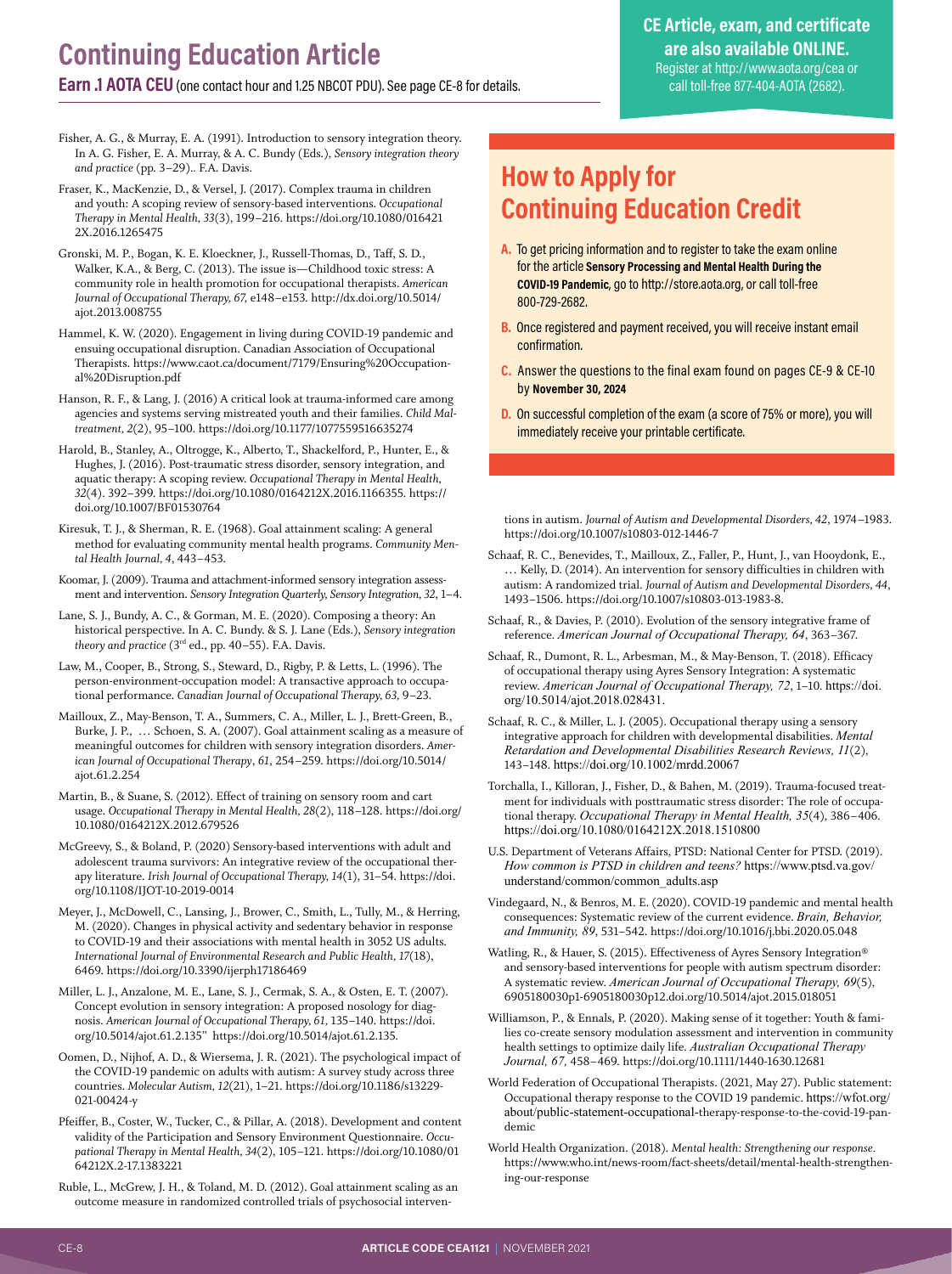# Continuing Education Article

**Earn .1 AOTA CEU** (one contact hour and 1.25 NBCOT PDU). See page CE-8 for details.

**CE Article, exam, and certificate are also available ONLINE.**
Register at http://www.aota.org/cea or call toll-free 877-404-AOTA (2682).

Fisher, A. G., & Murray, E. A. (1991). Introduction to sensory integration theory. In A. G. Fisher, E. A. Murray, & A. C. Bundy (Eds.), *Sensory integration theory and practice* (pp. 3–29).. F.A. Davis.

Fraser, K., MacKenzie, D., & Versel, J. (2017). Complex trauma in children and youth: A scoping review of sensory-based interventions. *Occupational Therapy in Mental Health, 33*(3), 199–216. https://doi.org/10.1080/0164212X.2016.1265475

Gronski, M. P., Bogan, K. E. Kloeckner, J., Russell-Thomas, D., Taff, S. D., Walker, K.A., & Berg, C. (2013). The issue is—Childhood toxic stress: A community role in health promotion for occupational therapists. *American Journal of Occupational Therapy, 67*, e148–e153. http://dx.doi.org/10.5014/ajot.2013.008755

Hammel, K. W. (2020). Engagement in living during COVID-19 pandemic and ensuing occupational disruption. Canadian Association of Occupational Therapists. https://www.caot.ca/document/7179/Ensuring%20Occupational%20Disruption.pdf

Hanson, R. F., & Lang, J. (2016) A critical look at trauma-informed care among agencies and systems serving maltreated youth and their families. *Child Maltreatment, 2*(2), 95–100. https://doi.org/10.1177/1077559516635274

Harold, B., Stanley, A., Oltrogge, K., Alberto, T., Shackelford, P., Hunter, E., & Hughes, J. (2016). Post-traumatic stress disorder, sensory integration, and aquatic therapy: A scoping review. *Occupational Therapy in Mental Health, 32*(4). 392–399. https://doi.org/10.1080/0164212X.2016.1166355. https://doi.org/10.1007/BF01530764

Kiresuk, T. J., & Sherman, R. E. (1968). Goal attainment scaling: A general method for evaluating community mental health programs. *Community Mental Health Journal, 4*, 443–453.

Koomar, J. (2009). Trauma and attachment-informed sensory integration assessment and intervention. *Sensory Integration Quarterly, Sensory Integration, 32*, 1–4.

Lane, S. J., Bundy, A. C., & Gorman, M. E. (2020). Composing a theory: An historical perspective. In A. C. Bundy. & S. J. Lane (Eds.), *Sensory integration theory and practice* (3rd ed., pp. 40–55). F.A. Davis.

Law, M., Cooper, B., Strong, S., Steward, D., Rigby, P. & Letts, L. (1996). The person-environment-occupation model: A transactive approach to occupational performance. *Canadian Journal of Occupational Therapy, 63*, 9–23.

Mailloux, Z., May-Benson, T. A., Summers, C. A., Miller, L. J., Brett-Green, B., Burke, J. P., … Schoen, S. A. (2007). Goal attainment scaling as a measure of meaningful outcomes for children with sensory integration disorders. *American Journal of Occupational Therapy*, *61*, 254–259. https://doi.org/10.5014/ajot.61.2.254

Martin, B., & Suane, S. (2012). Effect of training on sensory room and cart usage. *Occupational Therapy in Mental Health, 28*(2), 118–128. https://doi.org/10.1080/0164212X.2012.679526

McGreevy, S., & Boland, P. (2020) Sensory-based interventions with adult and adolescent trauma survivors: An integrative review of the occupational therapy literature. *Irish Journal of Occupational Therapy, 14*(1), 31–54. https://doi.org/10.1108/IJOT-10-2019-0014

Meyer, J., McDowell, C., Lansing, J., Brower, C., Smith, L., Tully, M., & Herring, M. (2020). Changes in physical activity and sedentary behavior in response to COVID-19 and their associations with mental health in 3052 US adults. *International Journal of Environmental Research and Public Health, 17*(18), 6469. https://doi.org/10.3390/ijerph17186469

Miller, L. J., Anzalone, M. E., Lane, S. J., Cermak, S. A., & Osten, E. T. (2007). Concept evolution in sensory integration: A proposed nosology for diagnosis. *American Journal of Occupational Therapy, 61*, 135–140. https://doi.org/10.5014/ajot.61.2.135" https://doi.org/10.5014/ajot.61.2.135.

Oomen, D., Nijhof, A. D., & Wiersema, J. R. (2021). The psychological impact of the COVID-19 pandemic on adults with autism: A survey study across three countries. *Molecular Autism, 12*(21), 1–21. https://doi.org/10.1186/s13229-021-00424-y

Pfeiffer, B., Coster, W., Tucker, C., & Pillar, A. (2018). Development and content validity of the Participation and Sensory Environment Questionnaire. *Occupational Therapy in Mental Health, 34*(2), 105–121. https://doi.org/10.1080/0164212X.2-17.1383221

Ruble, L., McGrew, J. H., & Toland, M. D. (2012). Goal attainment scaling as an outcome measure in randomized controlled trials of psychosocial interventions in autism. *Journal of Autism and Developmental Disorders*, *42*, 1974–1983. https://doi.org/10.1007/s10803-012-1446-7

## How to Apply for Continuing Education Credit

**A.** To get pricing information and to register to take the exam online for the article **Sensory Processing and Mental Health During the COVID-19 Pandemic**, go to http://store.aota.org, or call toll-free 800-729-2682.

**B.** Once registered and payment received, you will receive instant email confirmation.

**C.** Answer the questions to the final exam found on pages CE-9 & CE-10 by **November 30, 2024**

**D.** On successful completion of the exam (a score of 75% or more), you will immediately receive your printable certificate.

Schaaf, R. C., Benevides, T., Mailloux, Z., Faller, P., Hunt, J., van Hooydonk, E., … Kelly, D. (2014). An intervention for sensory difficulties in children with autism: A randomized trial. *Journal of Autism and Developmental Disorders*, *44*, 1493–1506. https://doi.org/10.1007/s10803-013-1983-8.

Schaaf, R., & Davies, P. (2010). Evolution of the sensory integrative frame of reference. *American Journal of Occupational Therapy, 64*, 363–367.

Schaaf, R., Dumont, R. L., Arbesman, M., & May-Benson, T. (2018). Efficacy of occupational therapy using Ayres Sensory Integration: A systematic review. *American Journal of Occupational Therapy, 72*, 1–10. https://doi.org/10.5014/ajot.2018.028431.

Schaaf, R. C., & Miller, L. J. (2005). Occupational therapy using a sensory integrative approach for children with developmental disabilities. *Mental Retardation and Developmental Disabilities Research Reviews, 11*(2), 143–148. https://doi.org/10.1002/mrdd.20067

Torchalla, I., Killoran, J., Fisher, D., & Bahen, M. (2019). Trauma-focused treatment for individuals with posttraumatic stress disorder: The role of occupational therapy. *Occupational Therapy in Mental Health, 35*(4), 386–406. https://doi.org/10.1080/0164212X.2018.1510800

U.S. Department of Veterans Affairs, PTSD: National Center for PTSD. (2019). *How common is PTSD in children and teens?* https://www.ptsd.va.gov/understand/common/common_adults.asp

Vindegaard, N., & Benros, M. E. (2020). COVID-19 pandemic and mental health consequences: Systematic review of the current evidence. *Brain, Behavior, and Immunity, 89*, 531–542. https://doi.org/10.1016/j.bbi.2020.05.048

Watling, R., & Hauer, S. (2015). Effectiveness of Ayres Sensory Integration® and sensory-based interventions for people with autism spectrum disorder: A systematic review. *American Journal of Occupational Therapy, 69*(5), 6905180030p1-6905180030p12.doi.org/10.5014/ajot.2015.018051

Williamson, P., & Ennals, P. (2020). Making sense of it together: Youth & families co-create sensory modulation assessment and intervention in community health settings to optimize daily life. *Australian Occupational Therapy Journal, 67*, 458–469. https://doi.org/10.1111/1440-1630.12681

World Federation of Occupational Therapists. (2021, May 27). Public statement: Occupational therapy response to the COVID 19 pandemic. https://wfot.org/about/public-statement-occupational-therapy-response-to-the-covid-19-pandemic

World Health Organization. (2018). *Mental health: Strengthening our response.* https://www.who.int/news-room/fact-sheets/detail/mental-health-strengthening-our-response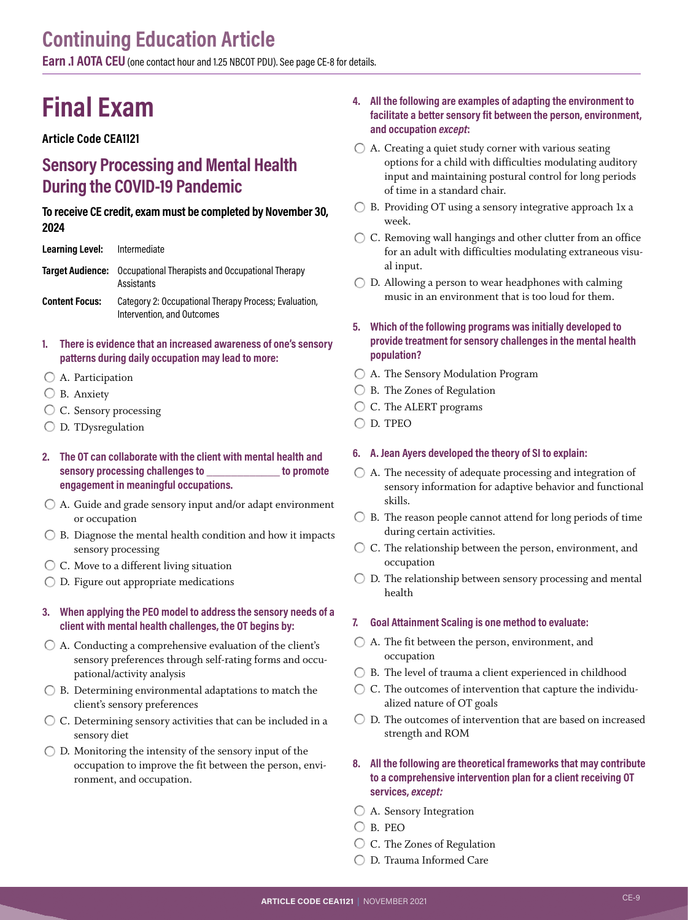# Continuing Education Article

**Earn .1 AOTA CEU** (one contact hour and 1.25 NBCOT PDU). See page CE-8 for details.

# Final Exam

**Article Code CEA1121**

## Sensory Processing and Mental Health During the COVID-19 Pandemic

**To receive CE credit, exam must be completed by November 30, 2024**

| | |
|---|---|
| **Learning Level:** | Intermediate |
| **Target Audience:** | Occupational Therapists and Occupational Therapy Assistants |
| **Content Focus:** | Category 2: Occupational Therapy Process; Evaluation, Intervention, and Outcomes |

**1. There is evidence that an increased awareness of one's sensory patterns during daily occupation may lead to more:**

- A. Participation
- B. Anxiety
- C. Sensory processing
- D. TDysregulation

**2. The OT can collaborate with the client with mental health and sensory processing challenges to _____________ to promote engagement in meaningful occupations.**

- A. Guide and grade sensory input and/or adapt environment or occupation
- B. Diagnose the mental health condition and how it impacts sensory processing
- C. Move to a different living situation
- D. Figure out appropriate medications

**3. When applying the PEO model to address the sensory needs of a client with mental health challenges, the OT begins by:**

- A. Conducting a comprehensive evaluation of the client's sensory preferences through self-rating forms and occupational/activity analysis
- B. Determining environmental adaptations to match the client's sensory preferences
- C. Determining sensory activities that can be included in a sensory diet
- D. Monitoring the intensity of the sensory input of the occupation to improve the fit between the person, environment, and occupation.

**4. All the following are examples of adapting the environment to facilitate a better sensory fit between the person, environment, and occupation *except*:**

- A. Creating a quiet study corner with various seating options for a child with difficulties modulating auditory input and maintaining postural control for long periods of time in a standard chair.
- B. Providing OT using a sensory integrative approach 1x a week.
- C. Removing wall hangings and other clutter from an office for an adult with difficulties modulating extraneous visual input.
- D. Allowing a person to wear headphones with calming music in an environment that is too loud for them.

**5. Which of the following programs was initially developed to provide treatment for sensory challenges in the mental health population?**

- A. The Sensory Modulation Program
- B. The Zones of Regulation
- C. The ALERT programs
- D. TPEO

**6. A. Jean Ayers developed the theory of SI to explain:**

- A. The necessity of adequate processing and integration of sensory information for adaptive behavior and functional skills.
- B. The reason people cannot attend for long periods of time during certain activities.
- C. The relationship between the person, environment, and occupation
- D. The relationship between sensory processing and mental health

**7. Goal Attainment Scaling is one method to evaluate:**

- A. The fit between the person, environment, and occupation
- B. The level of trauma a client experienced in childhood
- C. The outcomes of intervention that capture the individualized nature of OT goals
- D. The outcomes of intervention that are based on increased strength and ROM

**8. All the following are theoretical frameworks that may contribute to a comprehensive intervention plan for a client receiving OT services, *except:***

- A. Sensory Integration
- B. PEO
- C. The Zones of Regulation
- D. Trauma Informed Care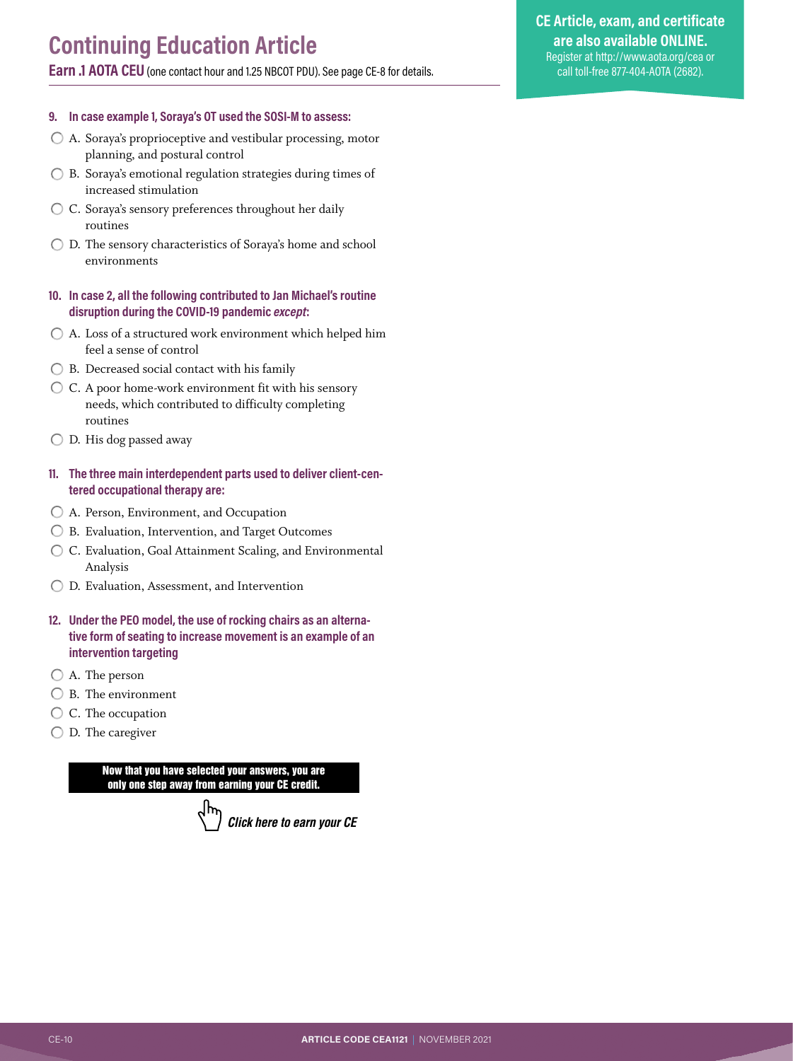# Continuing Education Article

**Earn .1 AOTA CEU** (one contact hour and 1.25 NBCOT PDU). See page CE-8 for details.

**CE Article, exam, and certificate are also available ONLINE.**
Register at http://www.aota.org/cea or call toll-free 877-404-AOTA (2682).

**9. In case example 1, Soraya's OT used the SOSI-M to assess:**

- A. Soraya's proprioceptive and vestibular processing, motor planning, and postural control
- B. Soraya's emotional regulation strategies during times of increased stimulation
- C. Soraya's sensory preferences throughout her daily routines
- D. The sensory characteristics of Soraya's home and school environments

**10. In case 2, all the following contributed to Jan Michael's routine disruption during the COVID-19 pandemic *except*:**

- A. Loss of a structured work environment which helped him feel a sense of control
- B. Decreased social contact with his family
- C. A poor home-work environment fit with his sensory needs, which contributed to difficulty completing routines
- D. His dog passed away

**11. The three main interdependent parts used to deliver client-centered occupational therapy are:**

- A. Person, Environment, and Occupation
- B. Evaluation, Intervention, and Target Outcomes
- C. Evaluation, Goal Attainment Scaling, and Environmental Analysis
- D. Evaluation, Assessment, and Intervention

**12. Under the PEO model, the use of rocking chairs as an alternative form of seating to increase movement is an example of an intervention targeting**

- A. The person
- B. The environment
- C. The occupation
- D. The caregiver

**Now that you have selected your answers, you are only one step away from earning your CE credit.**

***Click here to earn your CE***

ARTICLE CODE CEA1121 | NOVEMBER 2021